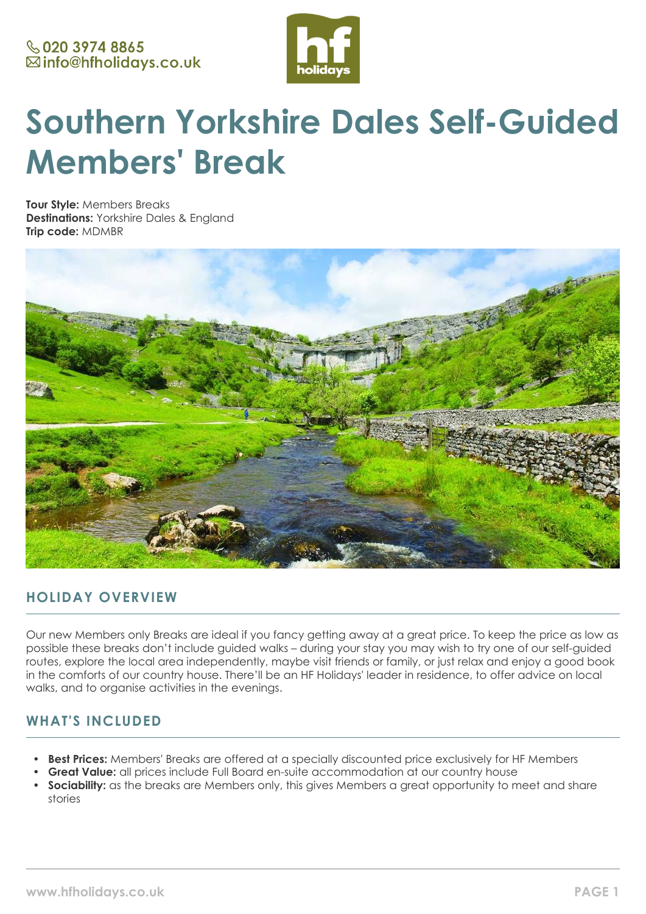020 3974 8865
info@hfholidays.co.uk

# Southern Yorkshire Dales Self-Guided Members' Break

**Tour Style:** Members Breaks
**Destinations:** Yorkshire Dales & England
**Trip code:** MDMBR

## HOLIDAY OVERVIEW

Our new Members only Breaks are ideal if you fancy getting away at a great price. To keep the price as low as possible these breaks don't include guided walks – during your stay you may wish to try one of our self-guided routes, explore the local area independently, maybe visit friends or family, or just relax and enjoy a good book in the comforts of our country house. There'll be an HF Holidays' leader in residence, to offer advice on local walks, and to organise activities in the evenings.

## WHAT'S INCLUDED

- **Best Prices:** Members' Breaks are offered at a specially discounted price exclusively for HF Members
- **Great Value:** all prices include Full Board en-suite accommodation at our country house
- **Sociability:** as the breaks are Members only, this gives Members a great opportunity to meet and share stories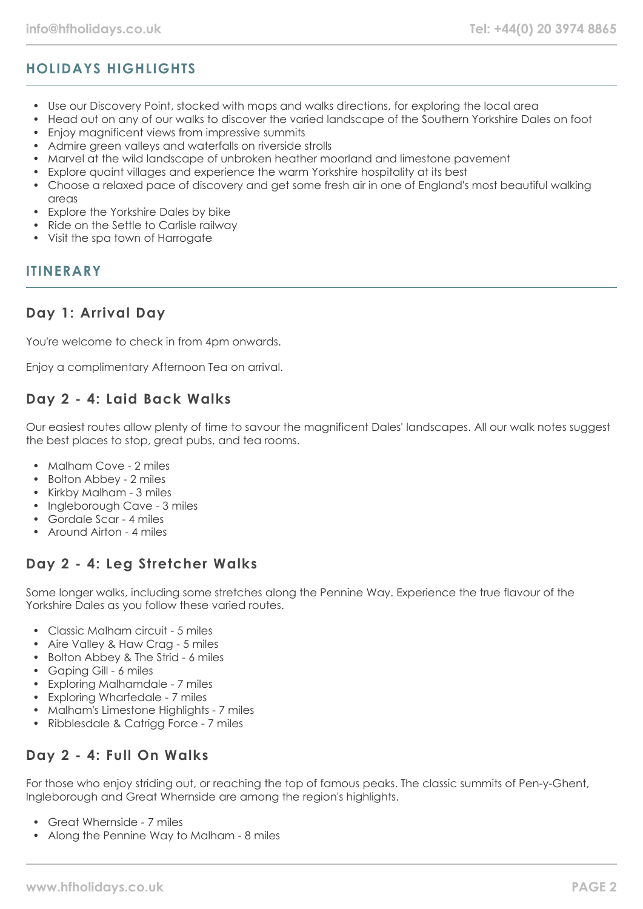## HOLIDAYS HIGHLIGHTS

- Use our Discovery Point, stocked with maps and walks directions, for exploring the local area
- Head out on any of our walks to discover the varied landscape of the Southern Yorkshire Dales on foot
- Enjoy magnificent views from impressive summits
- Admire green valleys and waterfalls on riverside strolls
- Marvel at the wild landscape of unbroken heather moorland and limestone pavement
- Explore quaint villages and experience the warm Yorkshire hospitality at its best
- Choose a relaxed pace of discovery and get some fresh air in one of England's most beautiful walking areas
- Explore the Yorkshire Dales by bike
- Ride on the Settle to Carlisle railway
- Visit the spa town of Harrogate

## ITINERARY

### Day 1: Arrival Day

You're welcome to check in from 4pm onwards.

Enjoy a complimentary Afternoon Tea on arrival.

### Day 2 - 4: Laid Back Walks

Our easiest routes allow plenty of time to savour the magnificent Dales' landscapes. All our walk notes suggest the best places to stop, great pubs, and tea rooms.

- Malham Cove - 2 miles
- Bolton Abbey - 2 miles
- Kirkby Malham - 3 miles
- Ingleborough Cave - 3 miles
- Gordale Scar - 4 miles
- Around Airton - 4 miles

### Day 2 - 4: Leg Stretcher Walks

Some longer walks, including some stretches along the Pennine Way. Experience the true flavour of the Yorkshire Dales as you follow these varied routes.

- Classic Malham circuit - 5 miles
- Aire Valley & Haw Crag - 5 miles
- Bolton Abbey & The Strid - 6 miles
- Gaping Gill - 6 miles
- Exploring Malhamdale - 7 miles
- Exploring Wharfedale - 7 miles
- Malham's Limestone Highlights - 7 miles
- Ribblesdale & Catrigg Force - 7 miles

### Day 2 - 4: Full On Walks

For those who enjoy striding out, or reaching the top of famous peaks. The classic summits of Pen-y-Ghent, Ingleborough and Great Whernside are among the region's highlights.

- Great Whernside - 7 miles
- Along the Pennine Way to Malham - 8 miles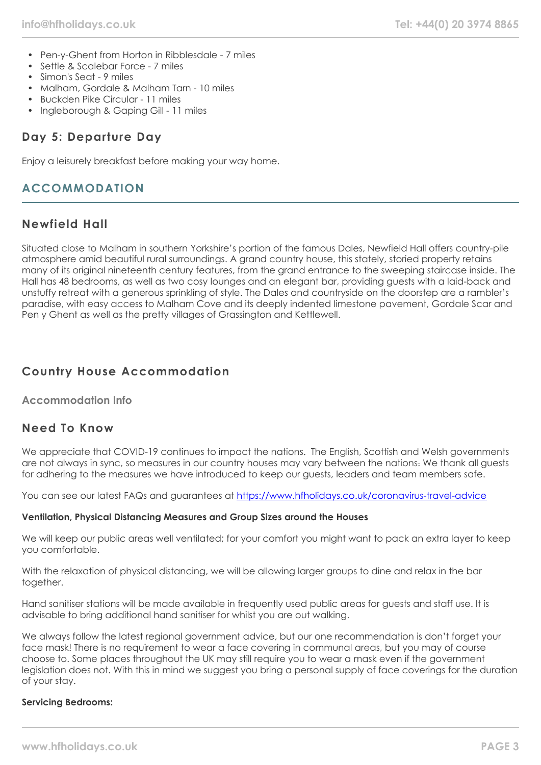- Pen-y-Ghent from Horton in Ribblesdale - 7 miles
- Settle & Scalebar Force - 7 miles
- Simon's Seat - 9 miles
- Malham, Gordale & Malham Tarn - 10 miles
- Buckden Pike Circular - 11 miles
- Ingleborough & Gaping Gill - 11 miles

### Day 5: Departure Day

Enjoy a leisurely breakfast before making your way home.

## ACCOMMODATION

### Newfield Hall

Situated close to Malham in southern Yorkshire's portion of the famous Dales, Newfield Hall offers country-pile atmosphere amid beautiful rural surroundings. A grand country house, this stately, storied property retains many of its original nineteenth century features, from the grand entrance to the sweeping staircase inside. The Hall has 48 bedrooms, as well as two cosy lounges and an elegant bar, providing guests with a laid-back and unstuffy retreat with a generous sprinkling of style. The Dales and countryside on the doorstep are a rambler's paradise, with easy access to Malham Cove and its deeply indented limestone pavement, Gordale Scar and Pen y Ghent as well as the pretty villages of Grassington and Kettlewell.

### Country House Accommodation

#### Accommodation Info

### Need To Know

We appreciate that COVID-19 continues to impact the nations. The English, Scottish and Welsh governments are not always in sync, so measures in our country houses may vary between the nations. We thank all guests for adhering to the measures we have introduced to keep our guests, leaders and team members safe.

You can see our latest FAQs and guarantees at [https://www.hfholidays.co.uk/coronavirus-travel-advice](https://www.hfholidays.co.uk/coronavirus-travel-advice)

**Ventilation, Physical Distancing Measures and Group Sizes around the Houses**

We will keep our public areas well ventilated; for your comfort you might want to pack an extra layer to keep you comfortable.

With the relaxation of physical distancing, we will be allowing larger groups to dine and relax in the bar together.

Hand sanitiser stations will be made available in frequently used public areas for guests and staff use. It is advisable to bring additional hand sanitiser for whilst you are out walking.

We always follow the latest regional government advice, but our one recommendation is don't forget your face mask! There is no requirement to wear a face covering in communal areas, but you may of course choose to. Some places throughout the UK may still require you to wear a mask even if the government legislation does not. With this in mind we suggest you bring a personal supply of face coverings for the duration of your stay.

**Servicing Bedrooms:**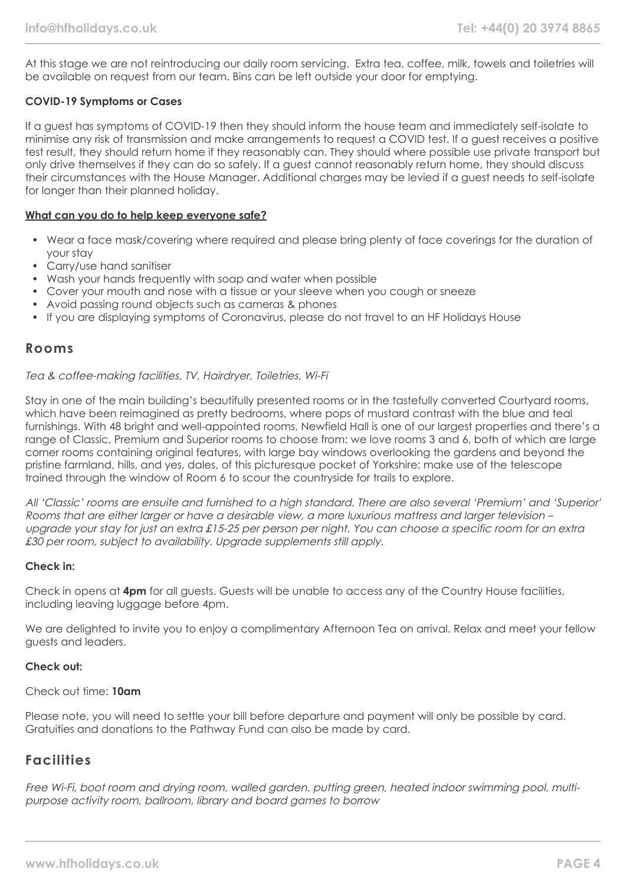At this stage we are not reintroducing our daily room servicing.  Extra tea, coffee, milk, towels and toiletries will be available on request from our team. Bins can be left outside your door for emptying.

**COVID-19 Symptoms or Cases**

If a guest has symptoms of COVID-19 then they should inform the house team and immediately self-isolate to minimise any risk of transmission and make arrangements to request a COVID test. If a guest receives a positive test result, they should return home if they reasonably can. They should where possible use private transport but only drive themselves if they can do so safely. If a guest cannot reasonably return home, they should discuss their circumstances with the House Manager. Additional charges may be levied if a guest needs to self-isolate for longer than their planned holiday.

**What can you do to help keep everyone safe?**

- Wear a face mask/covering where required and please bring plenty of face coverings for the duration of your stay
- Carry/use hand sanitiser
- Wash your hands frequently with soap and water when possible
- Cover your mouth and nose with a tissue or your sleeve when you cough or sneeze
- Avoid passing round objects such as cameras & phones
- If you are displaying symptoms of Coronavirus, please do not travel to an HF Holidays House

## Rooms

*Tea & coffee-making facilities, TV, Hairdryer, Toiletries, Wi-Fi*

Stay in one of the main building's beautifully presented rooms or in the tastefully converted Courtyard rooms, which have been reimagined as pretty bedrooms, where pops of mustard contrast with the blue and teal furnishings. With 48 bright and well-appointed rooms, Newfield Hall is one of our largest properties and there's a range of Classic, Premium and Superior rooms to choose from: we love rooms 3 and 6, both of which are large corner rooms containing original features, with large bay windows overlooking the gardens and beyond the pristine farmland, hills, and yes, dales, of this picturesque pocket of Yorkshire: make use of the telescope trained through the window of Room 6 to scour the countryside for trails to explore.

*All 'Classic' rooms are ensuite and furnished to a high standard. There are also several 'Premium' and 'Superior' Rooms that are either larger or have a desirable view, a more luxurious mattress and larger television – upgrade your stay for just an extra £15-25 per person per night. You can choose a specific room for an extra £30 per room, subject to availability. Upgrade supplements still apply.*

**Check in:**

Check in opens at **4pm** for all guests. Guests will be unable to access any of the Country House facilities, including leaving luggage before 4pm.

We are delighted to invite you to enjoy a complimentary Afternoon Tea on arrival. Relax and meet your fellow guests and leaders.

**Check out:**

Check out time: **10am**

Please note, you will need to settle your bill before departure and payment will only be possible by card. Gratuities and donations to the Pathway Fund can also be made by card.

## Facilities

*Free Wi-Fi, boot room and drying room, walled garden, putting green, heated indoor swimming pool, multi-purpose activity room, ballroom, library and board games to borrow*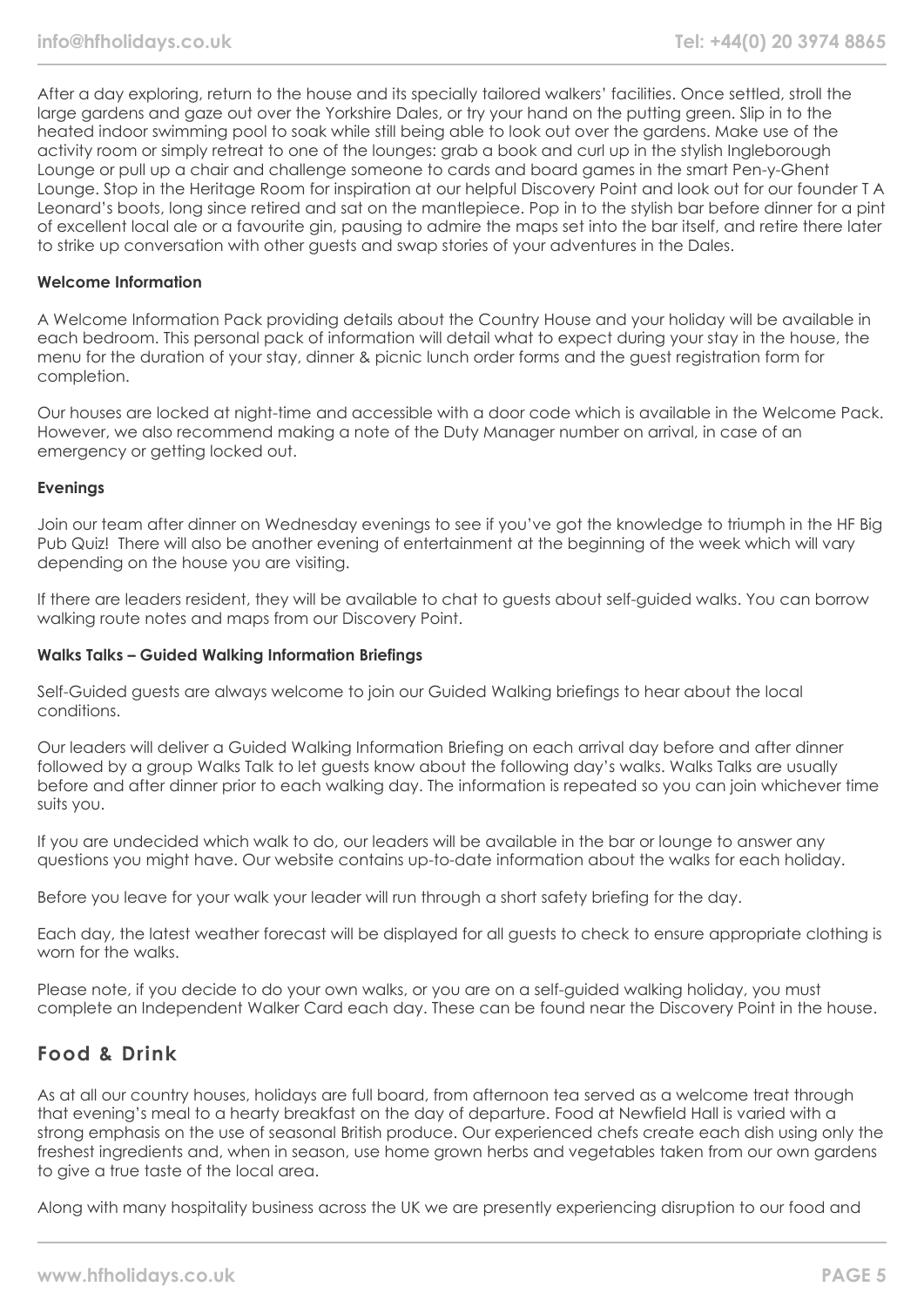After a day exploring, return to the house and its specially tailored walkers' facilities. Once settled, stroll the large gardens and gaze out over the Yorkshire Dales, or try your hand on the putting green. Slip in to the heated indoor swimming pool to soak while still being able to look out over the gardens. Make use of the activity room or simply retreat to one of the lounges: grab a book and curl up in the stylish Ingleborough Lounge or pull up a chair and challenge someone to cards and board games in the smart Pen-y-Ghent Lounge. Stop in the Heritage Room for inspiration at our helpful Discovery Point and look out for our founder T A Leonard's boots, long since retired and sat on the mantlepiece. Pop in to the stylish bar before dinner for a pint of excellent local ale or a favourite gin, pausing to admire the maps set into the bar itself, and retire there later to strike up conversation with other guests and swap stories of your adventures in the Dales.

**Welcome Information**

A Welcome Information Pack providing details about the Country House and your holiday will be available in each bedroom. This personal pack of information will detail what to expect during your stay in the house, the menu for the duration of your stay, dinner & picnic lunch order forms and the guest registration form for completion.

Our houses are locked at night-time and accessible with a door code which is available in the Welcome Pack. However, we also recommend making a note of the Duty Manager number on arrival, in case of an emergency or getting locked out.

**Evenings**

Join our team after dinner on Wednesday evenings to see if you've got the knowledge to triumph in the HF Big Pub Quiz! There will also be another evening of entertainment at the beginning of the week which will vary depending on the house you are visiting.

If there are leaders resident, they will be available to chat to guests about self-guided walks. You can borrow walking route notes and maps from our Discovery Point.

**Walks Talks – Guided Walking Information Briefings**

Self-Guided guests are always welcome to join our Guided Walking briefings to hear about the local conditions.

Our leaders will deliver a Guided Walking Information Briefing on each arrival day before and after dinner followed by a group Walks Talk to let guests know about the following day's walks. Walks Talks are usually before and after dinner prior to each walking day. The information is repeated so you can join whichever time suits you.

If you are undecided which walk to do, our leaders will be available in the bar or lounge to answer any questions you might have. Our website contains up-to-date information about the walks for each holiday.

Before you leave for your walk your leader will run through a short safety briefing for the day.

Each day, the latest weather forecast will be displayed for all guests to check to ensure appropriate clothing is worn for the walks.

Please note, if you decide to do your own walks, or you are on a self-guided walking holiday, you must complete an Independent Walker Card each day. These can be found near the Discovery Point in the house.

## Food & Drink

As at all our country houses, holidays are full board, from afternoon tea served as a welcome treat through that evening's meal to a hearty breakfast on the day of departure. Food at Newfield Hall is varied with a strong emphasis on the use of seasonal British produce. Our experienced chefs create each dish using only the freshest ingredients and, when in season, use home grown herbs and vegetables taken from our own gardens to give a true taste of the local area.

Along with many hospitality business across the UK we are presently experiencing disruption to our food and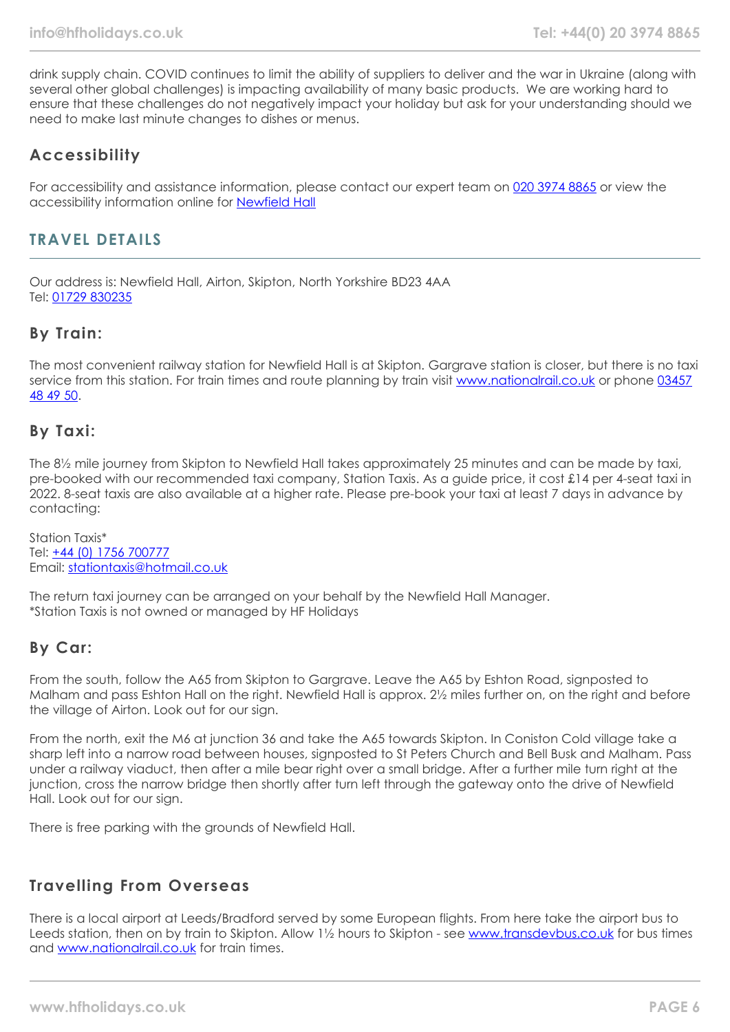drink supply chain. COVID continues to limit the ability of suppliers to deliver and the war in Ukraine (along with several other global challenges) is impacting availability of many basic products. We are working hard to ensure that these challenges do not negatively impact your holiday but ask for your understanding should we need to make last minute changes to dishes or menus.

### Accessibility

For accessibility and assistance information, please contact our expert team on [020 3974 8865](tel:02039748865) or view the accessibility information online for [Newfield Hall](#)

## TRAVEL DETAILS

Our address is: Newfield Hall, Airton, Skipton, North Yorkshire BD23 4AA
Tel: [01729 830235](tel:01729830235)

### By Train:

The most convenient railway station for Newfield Hall is at Skipton. Gargrave station is closer, but there is no taxi service from this station. For train times and route planning by train visit [www.nationalrail.co.uk](http://www.nationalrail.co.uk) or phone [03457 48 49 50](tel:03457484950).

### By Taxi:

The 8½ mile journey from Skipton to Newfield Hall takes approximately 25 minutes and can be made by taxi, pre-booked with our recommended taxi company, Station Taxis. As a guide price, it cost £14 per 4-seat taxi in 2022. 8-seat taxis are also available at a higher rate. Please pre-book your taxi at least 7 days in advance by contacting:

Station Taxis*
Tel: [+44 (0) 1756 700777](tel:+441756700777)
Email: [stationtaxis@hotmail.co.uk](mailto:stationtaxis@hotmail.co.uk)

The return taxi journey can be arranged on your behalf by the Newfield Hall Manager.
*Station Taxis is not owned or managed by HF Holidays

### By Car:

From the south, follow the A65 from Skipton to Gargrave. Leave the A65 by Eshton Road, signposted to Malham and pass Eshton Hall on the right. Newfield Hall is approx. 2½ miles further on, on the right and before the village of Airton. Look out for our sign.

From the north, exit the M6 at junction 36 and take the A65 towards Skipton. In Coniston Cold village take a sharp left into a narrow road between houses, signposted to St Peters Church and Bell Busk and Malham. Pass under a railway viaduct, then after a mile bear right over a small bridge. After a further mile turn right at the junction, cross the narrow bridge then shortly after turn left through the gateway onto the drive of Newfield Hall. Look out for our sign.

There is free parking with the grounds of Newfield Hall.

### Travelling From Overseas

There is a local airport at Leeds/Bradford served by some European flights. From here take the airport bus to Leeds station, then on by train to Skipton. Allow 1½ hours to Skipton - see [www.transdevbus.co.uk](http://www.transdevbus.co.uk) for bus times and [www.nationalrail.co.uk](http://www.nationalrail.co.uk) for train times.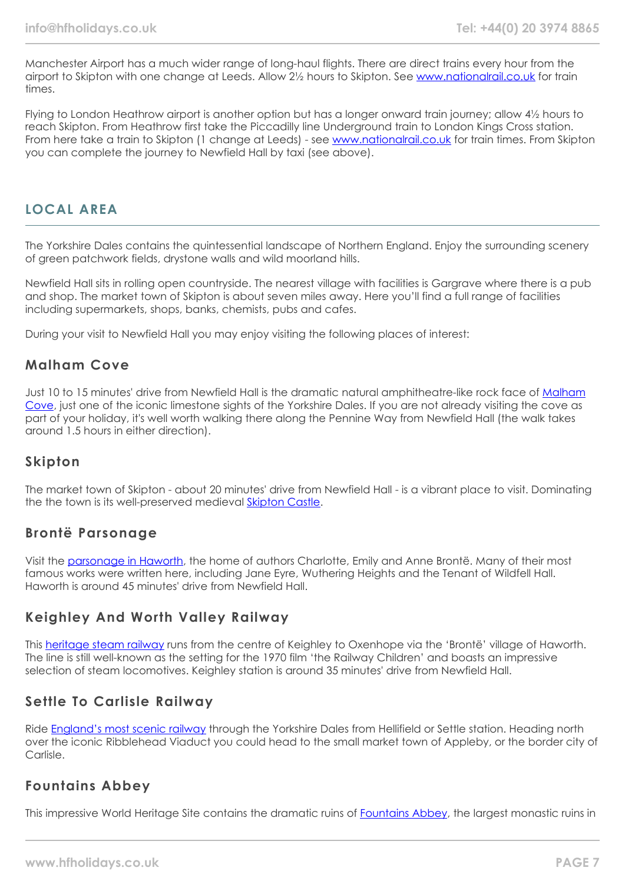Manchester Airport has a much wider range of long-haul flights. There are direct trains every hour from the airport to Skipton with one change at Leeds. Allow 2½ hours to Skipton. See [www.nationalrail.co.uk](www.nationalrail.co.uk) for train times.

Flying to London Heathrow airport is another option but has a longer onward train journey; allow 4½ hours to reach Skipton. From Heathrow first take the Piccadilly line Underground train to London Kings Cross station. From here take a train to Skipton (1 change at Leeds) - see [www.nationalrail.co.uk](www.nationalrail.co.uk) for train times. From Skipton you can complete the journey to Newfield Hall by taxi (see above).

## LOCAL AREA

The Yorkshire Dales contains the quintessential landscape of Northern England. Enjoy the surrounding scenery of green patchwork fields, drystone walls and wild moorland hills.

Newfield Hall sits in rolling open countryside. The nearest village with facilities is Gargrave where there is a pub and shop. The market town of Skipton is about seven miles away. Here you'll find a full range of facilities including supermarkets, shops, banks, chemists, pubs and cafes.

During your visit to Newfield Hall you may enjoy visiting the following places of interest:

### Malham Cove

Just 10 to 15 minutes' drive from Newfield Hall is the dramatic natural amphitheatre-like rock face of Malham Cove, just one of the iconic limestone sights of the Yorkshire Dales. If you are not already visiting the cove as part of your holiday, it's well worth walking there along the Pennine Way from Newfield Hall (the walk takes around 1.5 hours in either direction).

### Skipton

The market town of Skipton - about 20 minutes' drive from Newfield Hall - is a vibrant place to visit. Dominating the the town is its well-preserved medieval Skipton Castle.

### Brontë Parsonage

Visit the parsonage in Haworth, the home of authors Charlotte, Emily and Anne Brontë. Many of their most famous works were written here, including Jane Eyre, Wuthering Heights and the Tenant of Wildfell Hall. Haworth is around 45 minutes' drive from Newfield Hall.

### Keighley And Worth Valley Railway

This heritage steam railway runs from the centre of Keighley to Oxenhope via the 'Brontë' village of Haworth. The line is still well-known as the setting for the 1970 film 'the Railway Children' and boasts an impressive selection of steam locomotives. Keighley station is around 35 minutes' drive from Newfield Hall.

### Settle To Carlisle Railway

Ride England's most scenic railway through the Yorkshire Dales from Hellifield or Settle station. Heading north over the iconic Ribblehead Viaduct you could head to the small market town of Appleby, or the border city of Carlisle.

### Fountains Abbey

This impressive World Heritage Site contains the dramatic ruins of Fountains Abbey, the largest monastic ruins in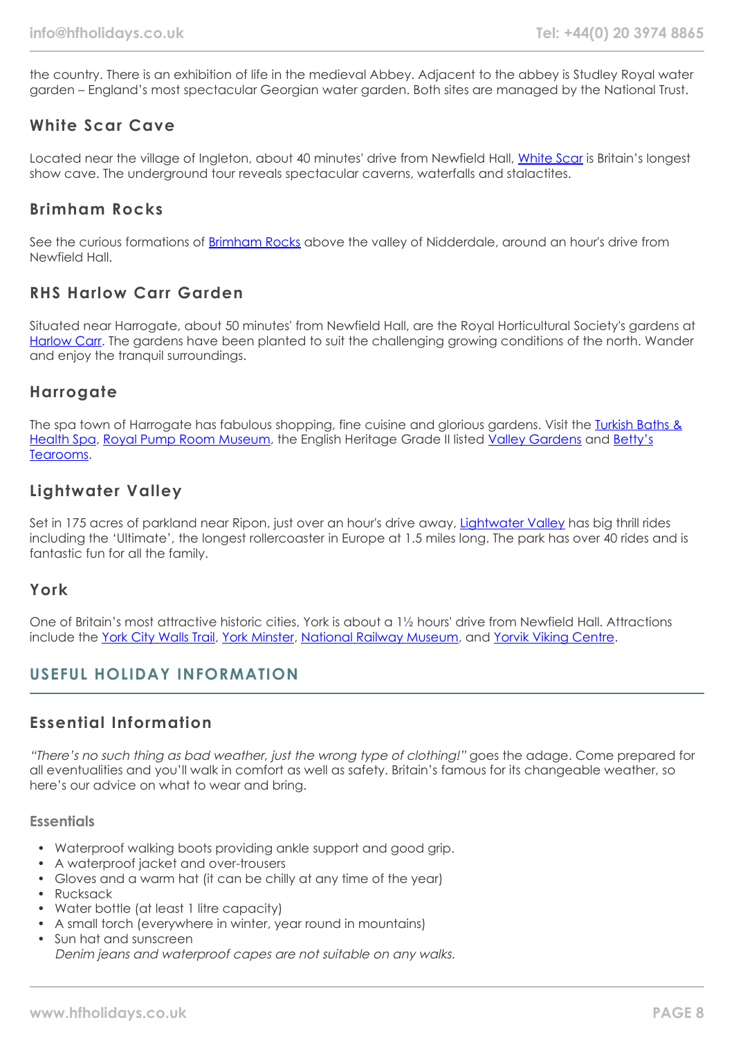the country. There is an exhibition of life in the medieval Abbey. Adjacent to the abbey is Studley Royal water garden – England's most spectacular Georgian water garden. Both sites are managed by the National Trust.

### White Scar Cave

Located near the village of Ingleton, about 40 minutes' drive from Newfield Hall, White Scar is Britain's longest show cave. The underground tour reveals spectacular caverns, waterfalls and stalactites.

### Brimham Rocks

See the curious formations of Brimham Rocks above the valley of Nidderdale, around an hour's drive from Newfield Hall.

### RHS Harlow Carr Garden

Situated near Harrogate, about 50 minutes' from Newfield Hall, are the Royal Horticultural Society's gardens at Harlow Carr. The gardens have been planted to suit the challenging growing conditions of the north. Wander and enjoy the tranquil surroundings.

### Harrogate

The spa town of Harrogate has fabulous shopping, fine cuisine and glorious gardens. Visit the Turkish Baths & Health Spa, Royal Pump Room Museum, the English Heritage Grade II listed Valley Gardens and Betty's Tearooms.

### Lightwater Valley

Set in 175 acres of parkland near Ripon, just over an hour's drive away, Lightwater Valley has big thrill rides including the 'Ultimate', the longest rollercoaster in Europe at 1.5 miles long. The park has over 40 rides and is fantastic fun for all the family.

### York

One of Britain's most attractive historic cities, York is about a 1½ hours' drive from Newfield Hall. Attractions include the York City Walls Trail, York Minster, National Railway Museum, and Yorvik Viking Centre.

## USEFUL HOLIDAY INFORMATION

### Essential Information

*"There's no such thing as bad weather, just the wrong type of clothing!"* goes the adage. Come prepared for all eventualities and you'll walk in comfort as well as safety. Britain's famous for its changeable weather, so here's our advice on what to wear and bring.

#### Essentials

- Waterproof walking boots providing ankle support and good grip.
- A waterproof jacket and over-trousers
- Gloves and a warm hat (it can be chilly at any time of the year)
- Rucksack
- Water bottle (at least 1 litre capacity)
- A small torch (everywhere in winter, year round in mountains)
- Sun hat and sunscreen

*Denim jeans and waterproof capes are not suitable on any walks.*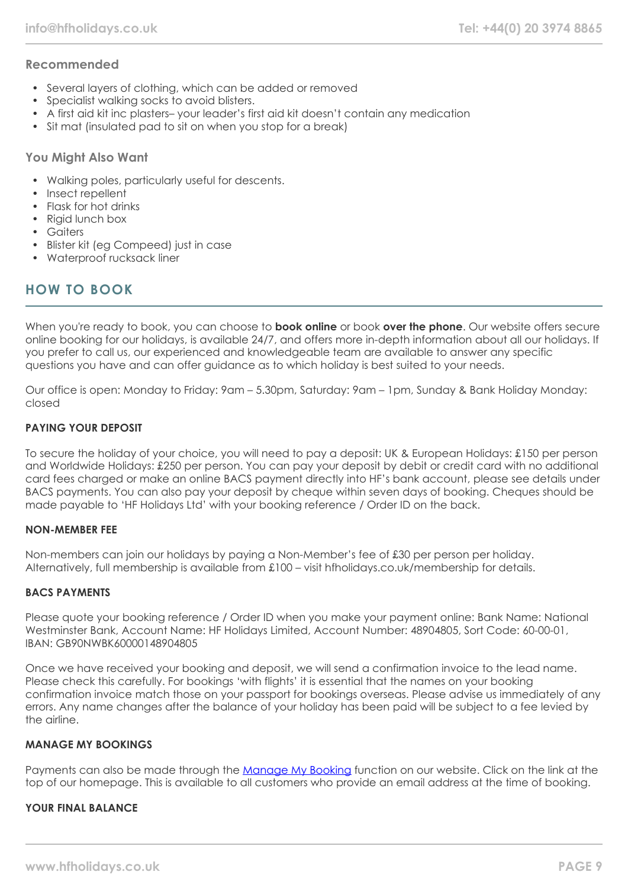### Recommended

- Several layers of clothing, which can be added or removed
- Specialist walking socks to avoid blisters.
- A first aid kit inc plasters– your leader's first aid kit doesn't contain any medication
- Sit mat (insulated pad to sit on when you stop for a break)

### You Might Also Want

- Walking poles, particularly useful for descents.
- Insect repellent
- Flask for hot drinks
- Rigid lunch box
- Gaiters
- Blister kit (eg Compeed) just in case
- Waterproof rucksack liner

## HOW TO BOOK

When you're ready to book, you can choose to **book online** or book **over the phone**. Our website offers secure online booking for our holidays, is available 24/7, and offers more in-depth information about all our holidays. If you prefer to call us, our experienced and knowledgeable team are available to answer any specific questions you have and can offer guidance as to which holiday is best suited to your needs.

Our office is open: Monday to Friday: 9am – 5.30pm, Saturday: 9am – 1pm, Sunday & Bank Holiday Monday: closed

#### PAYING YOUR DEPOSIT

To secure the holiday of your choice, you will need to pay a deposit: UK & European Holidays: £150 per person and Worldwide Holidays: £250 per person. You can pay your deposit by debit or credit card with no additional card fees charged or make an online BACS payment directly into HF's bank account, please see details under BACS payments. You can also pay your deposit by cheque within seven days of booking. Cheques should be made payable to 'HF Holidays Ltd' with your booking reference / Order ID on the back.

#### NON-MEMBER FEE

Non-members can join our holidays by paying a Non-Member's fee of £30 per person per holiday. Alternatively, full membership is available from £100 – visit hfholidays.co.uk/membership for details.

#### BACS PAYMENTS

Please quote your booking reference / Order ID when you make your payment online: Bank Name: National Westminster Bank, Account Name: HF Holidays Limited, Account Number: 48904805, Sort Code: 60-00-01, IBAN: GB90NWBK60000148904805

Once we have received your booking and deposit, we will send a confirmation invoice to the lead name. Please check this carefully. For bookings 'with flights' it is essential that the names on your booking confirmation invoice match those on your passport for bookings overseas. Please advise us immediately of any errors. Any name changes after the balance of your holiday has been paid will be subject to a fee levied by the airline.

#### MANAGE MY BOOKINGS

Payments can also be made through the Manage My Booking function on our website. Click on the link at the top of our homepage. This is available to all customers who provide an email address at the time of booking.

#### YOUR FINAL BALANCE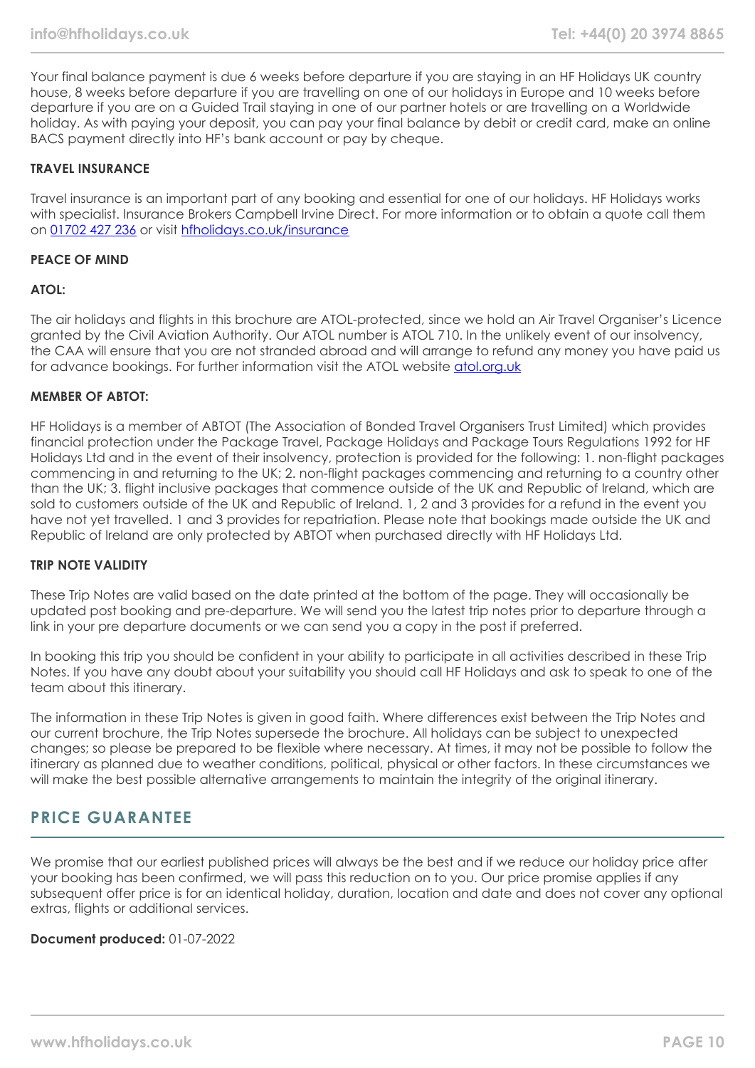Your final balance payment is due 6 weeks before departure if you are staying in an HF Holidays UK country house, 8 weeks before departure if you are travelling on one of our holidays in Europe and 10 weeks before departure if you are on a Guided Trail staying in one of our partner hotels or are travelling on a Worldwide holiday. As with paying your deposit, you can pay your final balance by debit or credit card, make an online BACS payment directly into HF's bank account or pay by cheque.

**TRAVEL INSURANCE**

Travel insurance is an important part of any booking and essential for one of our holidays. HF Holidays works with specialist. Insurance Brokers Campbell Irvine Direct. For more information or to obtain a quote call them on [01702 427 236](tel:01702427236) or visit [hfholidays.co.uk/insurance](https://hfholidays.co.uk/insurance)

**PEACE OF MIND**

**ATOL:**

The air holidays and flights in this brochure are ATOL-protected, since we hold an Air Travel Organiser's Licence granted by the Civil Aviation Authority. Our ATOL number is ATOL 710. In the unlikely event of our insolvency, the CAA will ensure that you are not stranded abroad and will arrange to refund any money you have paid us for advance bookings. For further information visit the ATOL website [atol.org.uk](https://atol.org.uk)

**MEMBER OF ABTOT:**

HF Holidays is a member of ABTOT (The Association of Bonded Travel Organisers Trust Limited) which provides financial protection under the Package Travel, Package Holidays and Package Tours Regulations 1992 for HF Holidays Ltd and in the event of their insolvency, protection is provided for the following: 1. non-flight packages commencing in and returning to the UK; 2. non-flight packages commencing and returning to a country other than the UK; 3. flight inclusive packages that commence outside of the UK and Republic of Ireland, which are sold to customers outside of the UK and Republic of Ireland. 1, 2 and 3 provides for a refund in the event you have not yet travelled. 1 and 3 provides for repatriation. Please note that bookings made outside the UK and Republic of Ireland are only protected by ABTOT when purchased directly with HF Holidays Ltd.

**TRIP NOTE VALIDITY**

These Trip Notes are valid based on the date printed at the bottom of the page. They will occasionally be updated post booking and pre-departure. We will send you the latest trip notes prior to departure through a link in your pre departure documents or we can send you a copy in the post if preferred.

In booking this trip you should be confident in your ability to participate in all activities described in these Trip Notes. If you have any doubt about your suitability you should call HF Holidays and ask to speak to one of the team about this itinerary.

The information in these Trip Notes is given in good faith. Where differences exist between the Trip Notes and our current brochure, the Trip Notes supersede the brochure. All holidays can be subject to unexpected changes; so please be prepared to be flexible where necessary. At times, it may not be possible to follow the itinerary as planned due to weather conditions, political, physical or other factors. In these circumstances we will make the best possible alternative arrangements to maintain the integrity of the original itinerary.

## PRICE GUARANTEE

We promise that our earliest published prices will always be the best and if we reduce our holiday price after your booking has been confirmed, we will pass this reduction on to you. Our price promise applies if any subsequent offer price is for an identical holiday, duration, location and date and does not cover any optional extras, flights or additional services.

**Document produced:** 01-07-2022